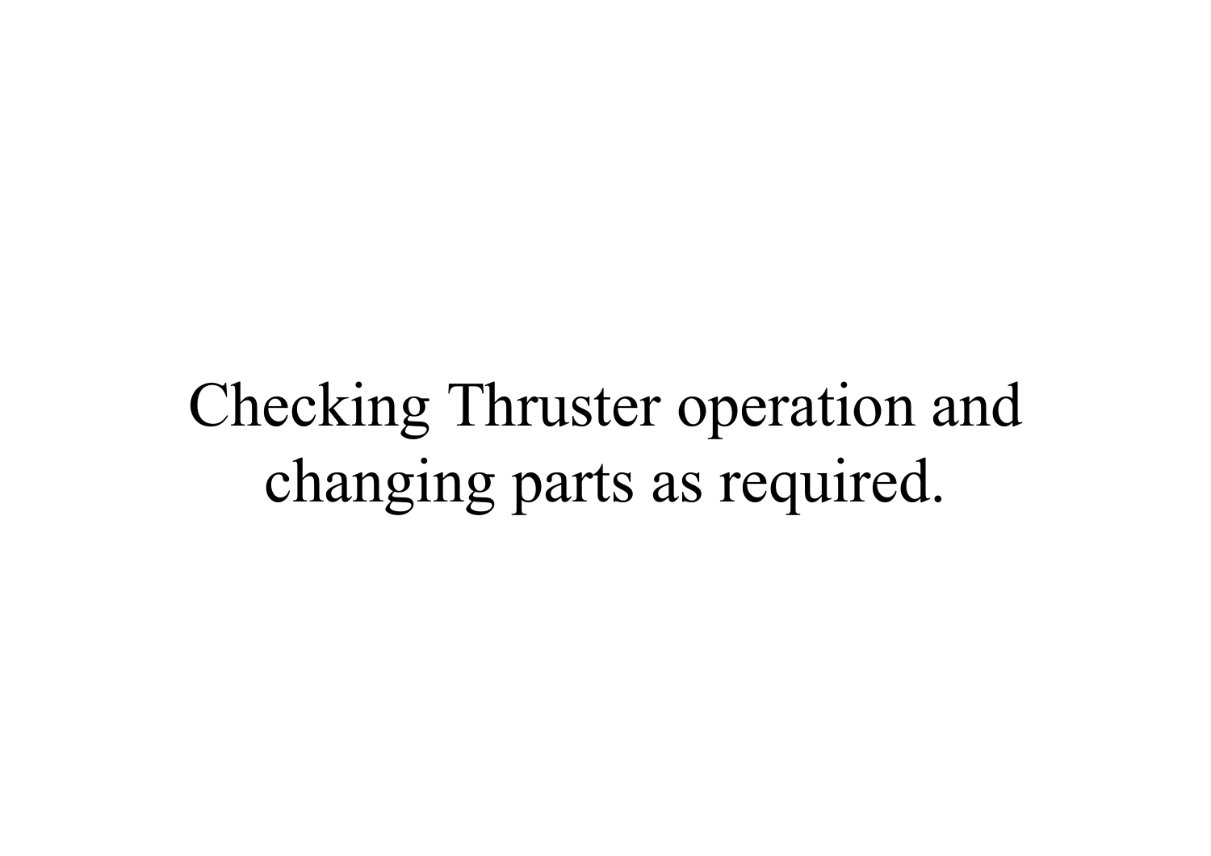Checking Thruster operation and changing parts as required.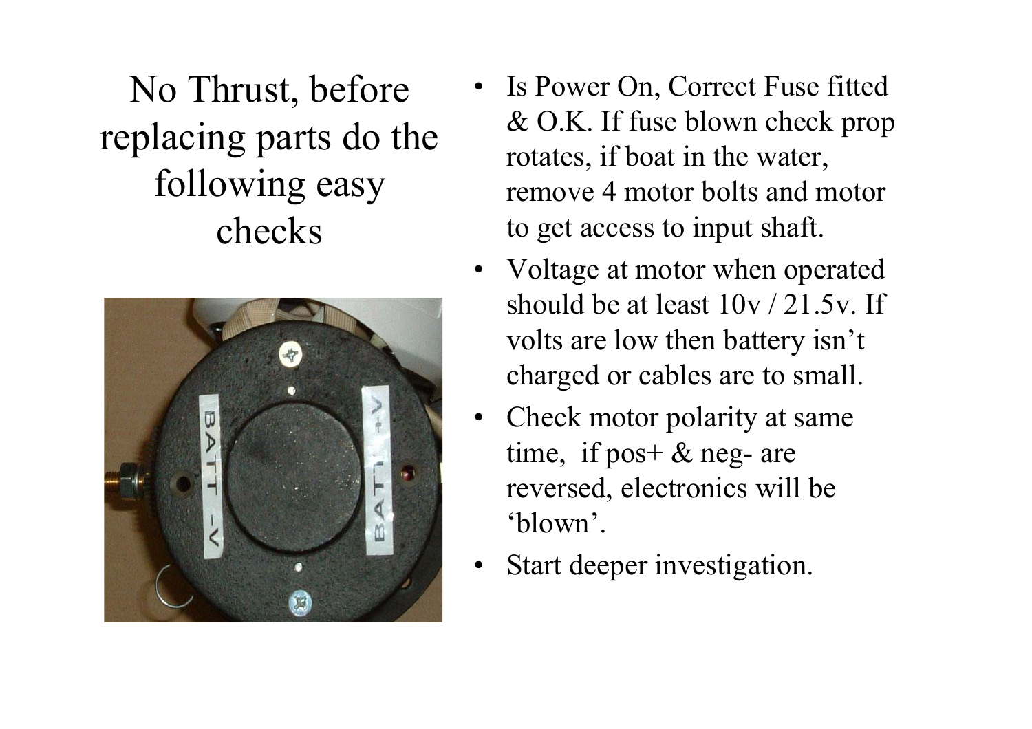# No Thrust, before replacing parts do the following easy checks

- Is Power On, Correct Fuse fitted & O.K. If fuse blown check prop rotates, if boat in the water, remove 4 motor bolts and motor to get access to input shaft.
- Voltage at motor when operated should be at least 10v / 21.5v. If volts are low then battery isn't charged or cables are to small.
- Check motor polarity at same time, if pos+ & neg- are reversed, electronics will be 'blown'.
- Start deeper investigation.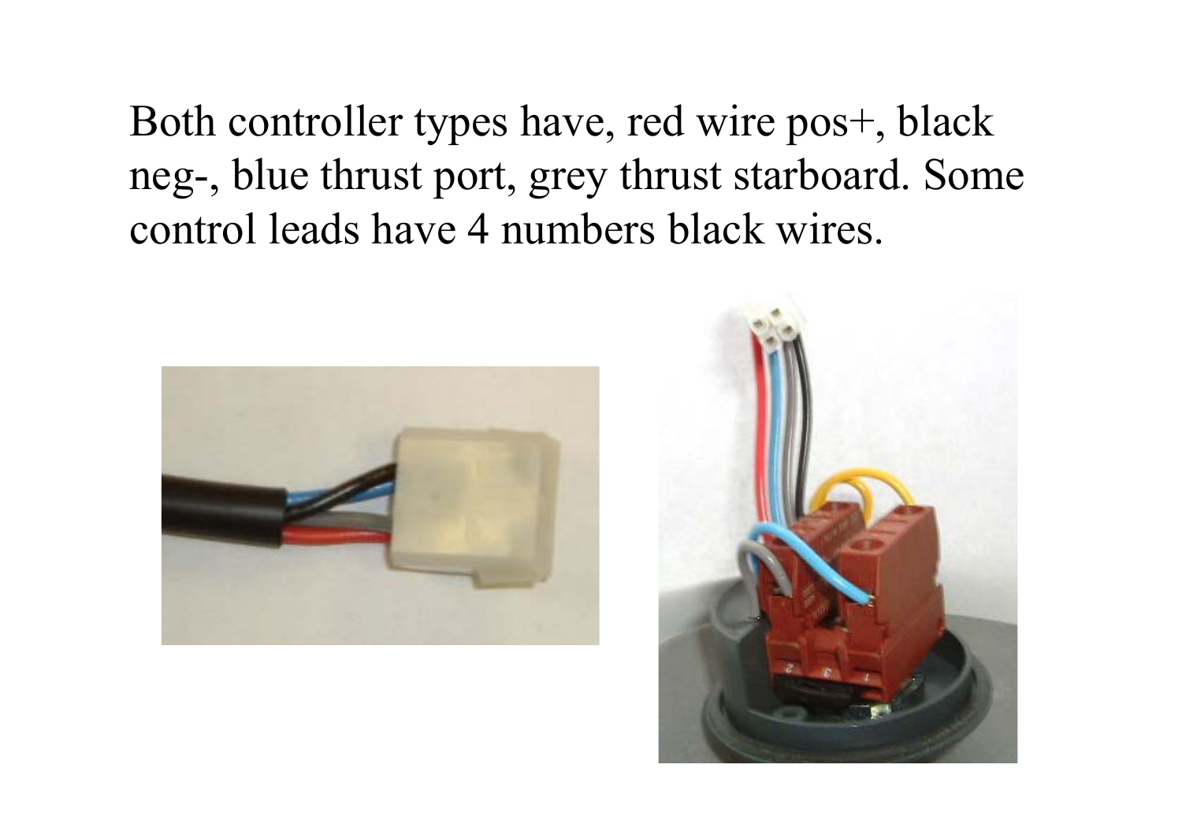Both controller types have, red wire pos+, black neg-, blue thrust port, grey thrust starboard. Some control leads have 4 numbers black wires.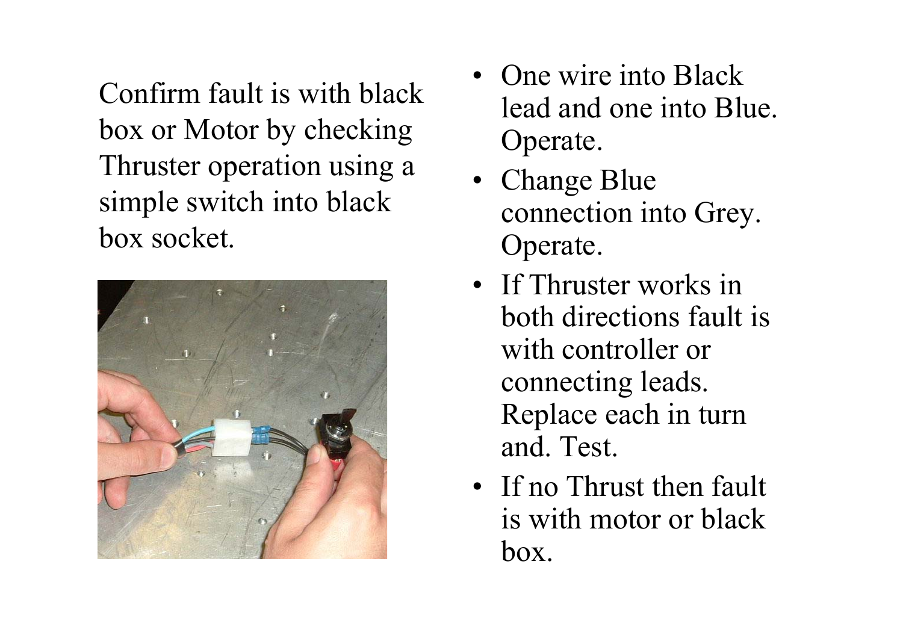Confirm fault is with black box or Motor by checking Thruster operation using a simple switch into black box socket.

- One wire into Black lead and one into Blue. Operate.
- Change Blue connection into Grey. Operate.
- If Thruster works in both directions fault is with controller or connecting leads. Replace each in turn and. Test.
- If no Thrust then fault is with motor or black box.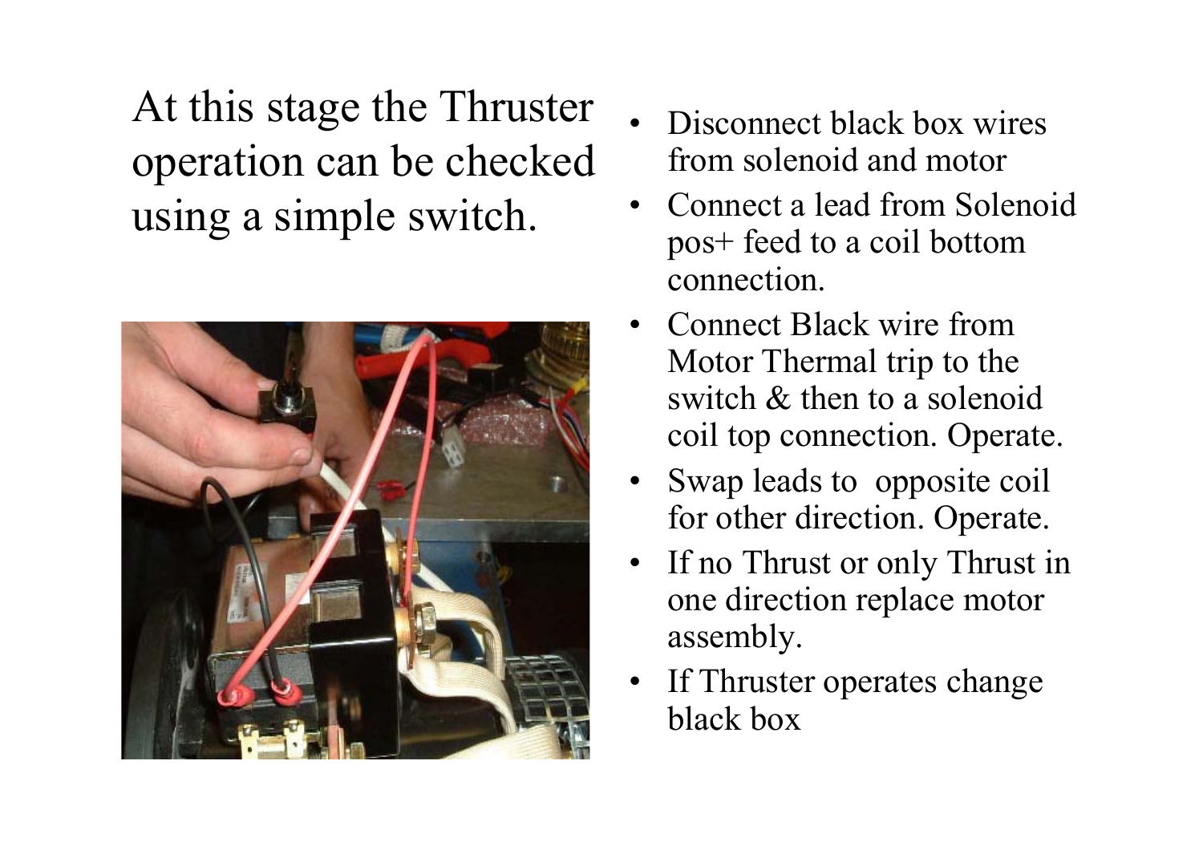At this stage the Thruster operation can be checked using a simple switch.

- Disconnect black box wires from solenoid and motor
- Connect a lead from Solenoid pos+ feed to a coil bottom connection.
- Connect Black wire from Motor Thermal trip to the switch & then to a solenoid coil top connection. Operate.
- Swap leads to opposite coil for other direction. Operate.
- If no Thrust or only Thrust in one direction replace motor assembly.
- If Thruster operates change black box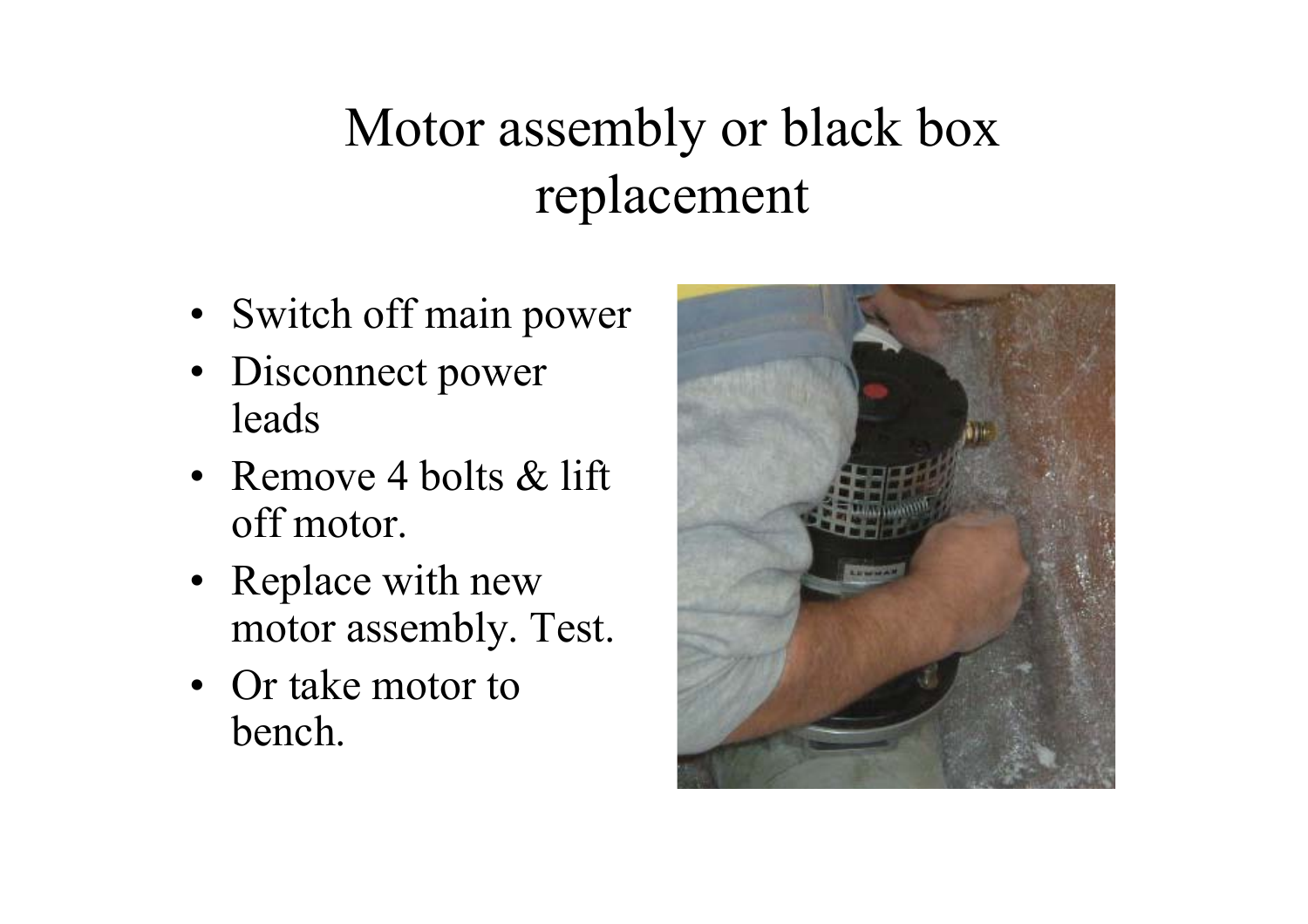# Motor assembly or black box replacement

- Switch off main power
- Disconnect power leads
- Remove 4 bolts & lift off motor.
- Replace with new motor assembly. Test.
- Or take motor to bench.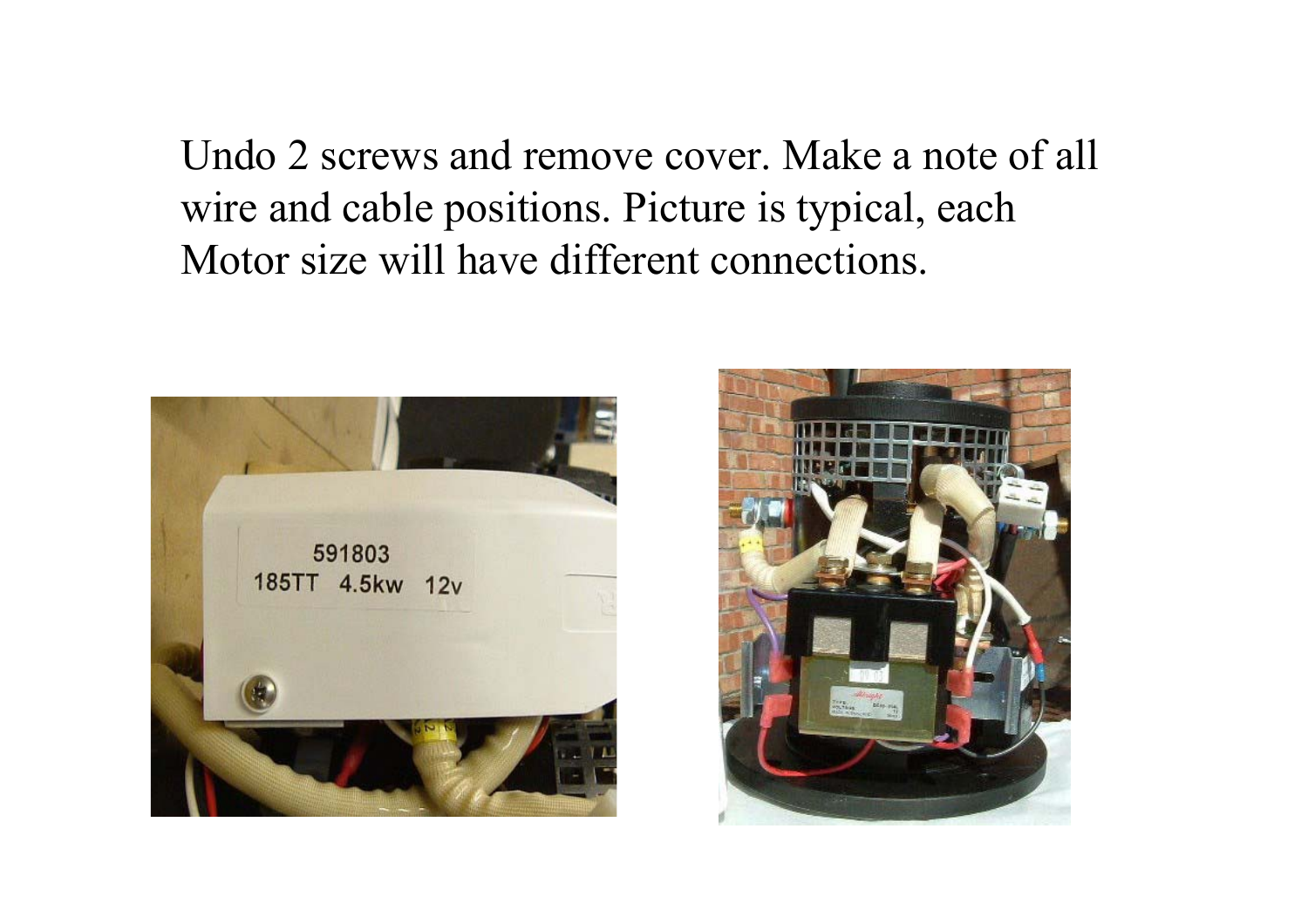Undo 2 screws and remove cover. Make a note of all wire and cable positions. Picture is typical, each Motor size will have different connections.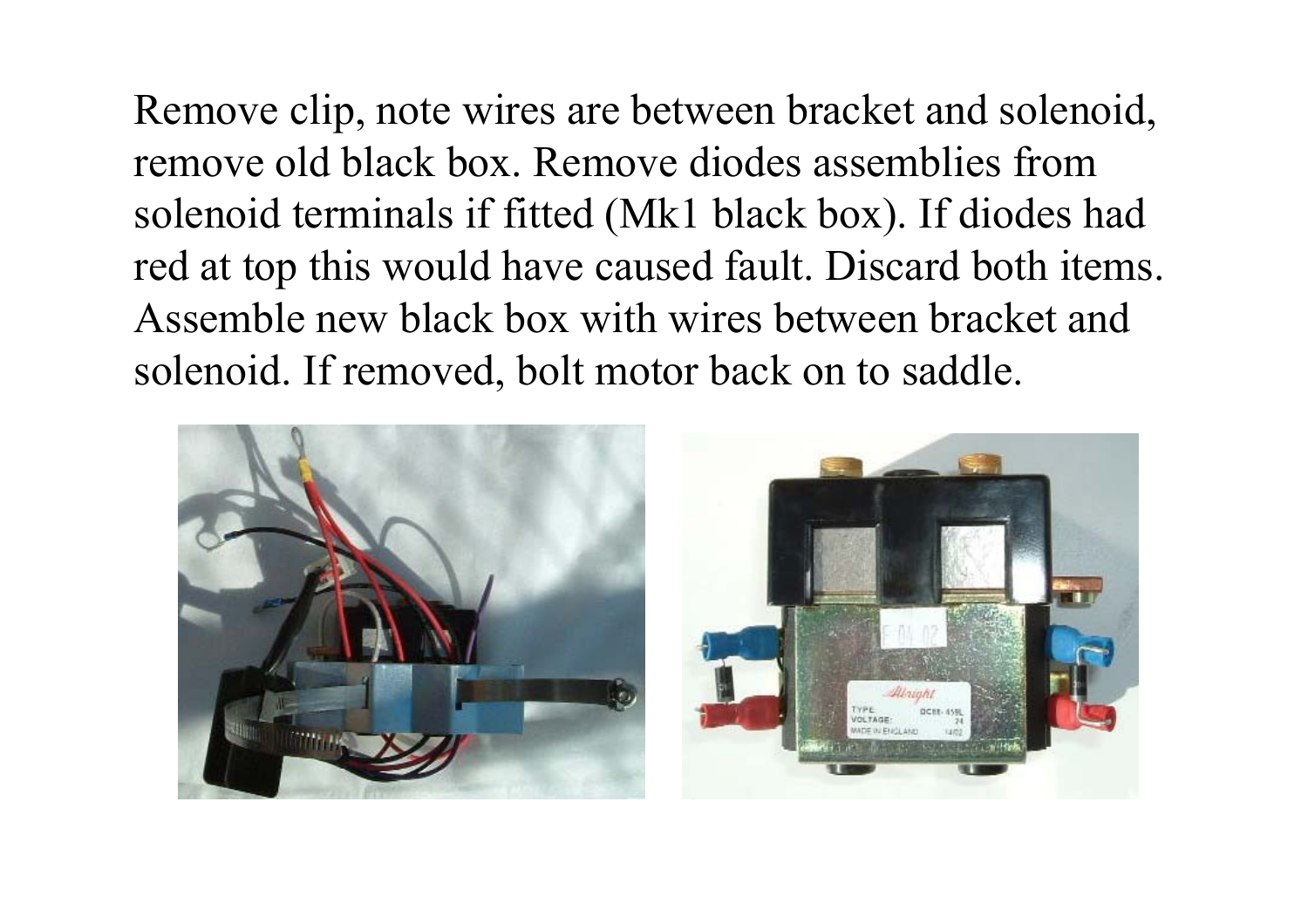Remove clip, note wires are between bracket and solenoid, remove old black box. Remove diodes assemblies from solenoid terminals if fitted (Mk1 black box). If diodes had red at top this would have caused fault. Discard both items. Assemble new black box with wires between bracket and solenoid. If removed, bolt motor back on to saddle.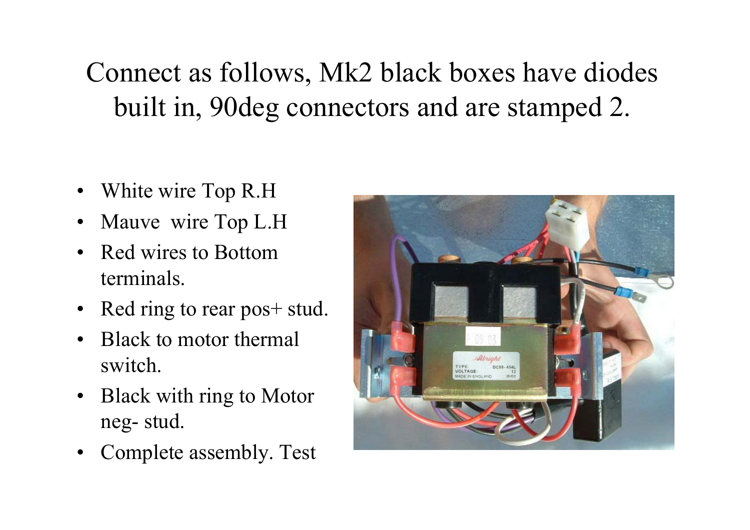Connect as follows, Mk2 black boxes have diodes built in, 90deg connectors and are stamped 2.

- White wire Top R.H
- Mauve wire Top L.H
- Red wires to Bottom terminals.
- Red ring to rear pos+ stud.
- Black to motor thermal switch.
- Black with ring to Motor neg- stud.
- Complete assembly. Test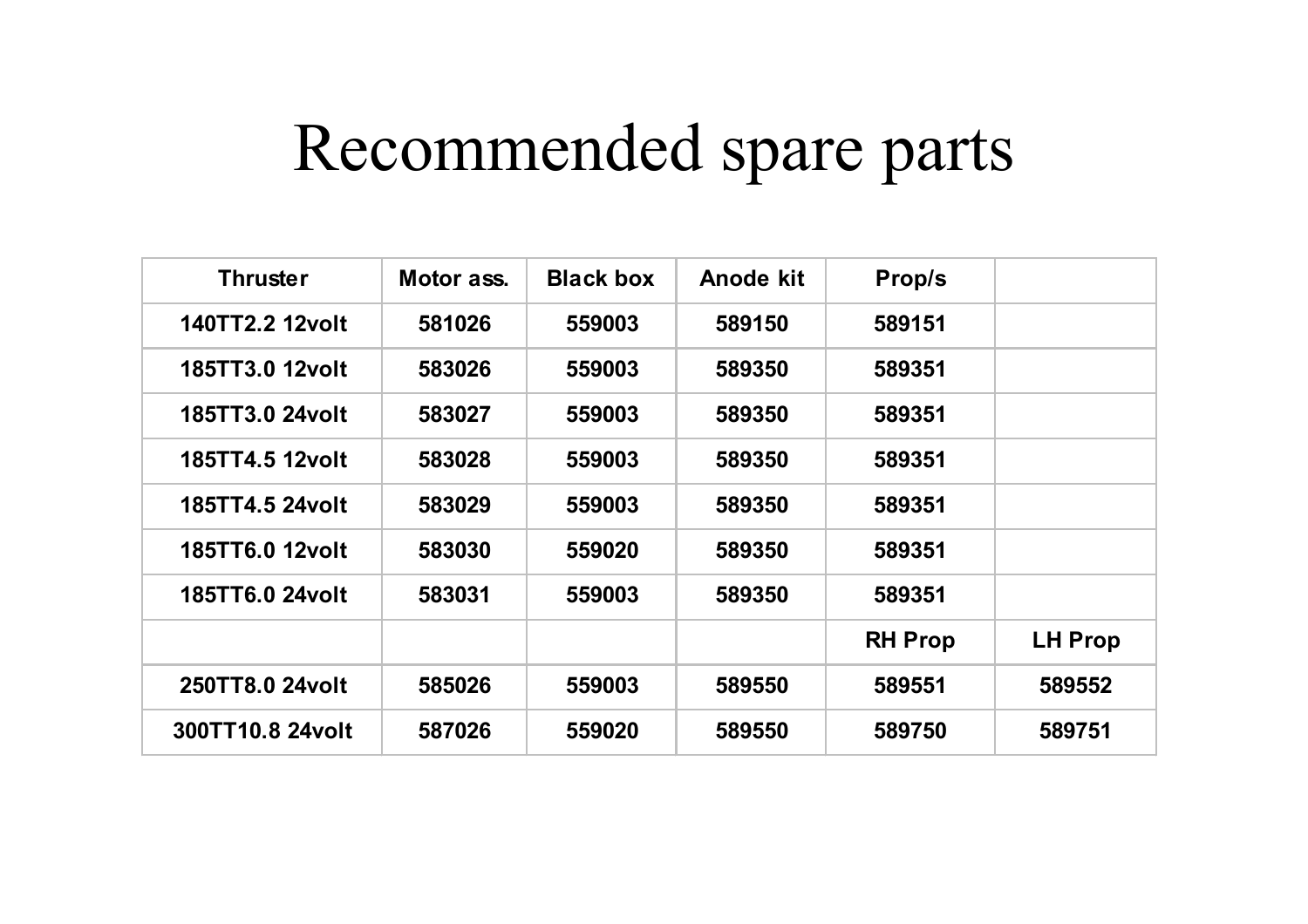# Recommended spare parts

| Thruster | Motor ass. | Black box | Anode kit | Prop/s | |
|---|---|---|---|---|---|
| 140TT2.2 12volt | 581026 | 559003 | 589150 | 589151 | |
| 185TT3.0 12volt | 583026 | 559003 | 589350 | 589351 | |
| 185TT3.0 24volt | 583027 | 559003 | 589350 | 589351 | |
| 185TT4.5 12volt | 583028 | 559003 | 589350 | 589351 | |
| 185TT4.5 24volt | 583029 | 559003 | 589350 | 589351 | |
| 185TT6.0 12volt | 583030 | 559020 | 589350 | 589351 | |
| 185TT6.0 24volt | 583031 | 559003 | 589350 | 589351 | |
| | | | | RH Prop | LH Prop |
| 250TT8.0 24volt | 585026 | 559003 | 589550 | 589551 | 589552 |
| 300TT10.8 24volt | 587026 | 559020 | 589550 | 589750 | 589751 |